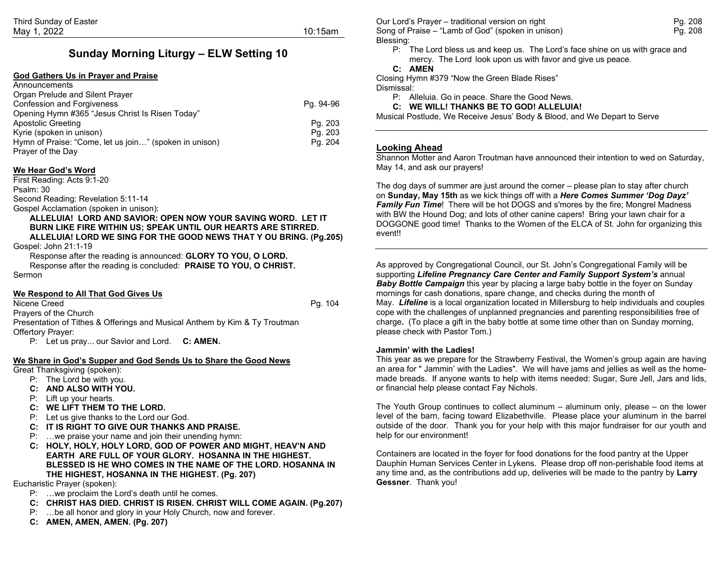Third Sunday of Easter
May 1, 2022 10:15am

# Sunday Morning Liturgy – ELW Setting 10

## God Gathers Us in Prayer and Praise

Announcements
Organ Prelude and Silent Prayer
Confession and Forgiveness Pg. 94-96
Opening Hymn #365 "Jesus Christ Is Risen Today"
Apostolic Greeting Pg. 203
Kyrie (spoken in unison) Pg. 203
Hymn of Praise: "Come, let us join…" (spoken in unison) Pg. 204
Prayer of the Day

## We Hear God's Word

First Reading: Acts 9:1-20
Psalm: 30
Second Reading: Revelation 5:11-14
Gospel Acclamation (spoken in unison):

**ALLELUIA! LORD AND SAVIOR: OPEN NOW YOUR SAVING WORD. LET IT BURN LIKE FIRE WITHIN US; SPEAK UNTIL OUR HEARTS ARE STIRRED. ALLELUIA! LORD WE SING FOR THE GOOD NEWS THAT Y OU BRING. (Pg.205)**

Gospel: John 21:1-19

Response after the reading is announced: **GLORY TO YOU, O LORD.**
Response after the reading is concluded: **PRAISE TO YOU, O CHRIST.**

Sermon

## We Respond to All That God Gives Us

Nicene Creed Pg. 104
Prayers of the Church
Presentation of Tithes & Offerings and Musical Anthem by Kim & Ty Troutman
Offertory Prayer:

P: Let us pray... our Savior and Lord. **C: AMEN.**

## We Share in God's Supper and God Sends Us to Share the Good News

Great Thanksgiving (spoken):

P: The Lord be with you.
**C: AND ALSO WITH YOU.**
P: Lift up your hearts.
**C: WE LIFT THEM TO THE LORD.**
P: Let us give thanks to the Lord our God.
**C: IT IS RIGHT TO GIVE OUR THANKS AND PRAISE.**
P: …we praise your name and join their unending hymn:
**C: HOLY, HOLY, HOLY LORD, GOD OF POWER AND MIGHT, HEAV'N AND EARTH ARE FULL OF YOUR GLORY. HOSANNA IN THE HIGHEST. BLESSED IS HE WHO COMES IN THE NAME OF THE LORD. HOSANNA IN THE HIGHEST, HOSANNA IN THE HIGHEST. (Pg. 207)**

Eucharistic Prayer (spoken):

P: …we proclaim the Lord's death until he comes.
**C: CHRIST HAS DIED. CHRIST IS RISEN. CHRIST WILL COME AGAIN. (Pg.207)**
P: …be all honor and glory in your Holy Church, now and forever.
**C: AMEN, AMEN, AMEN. (Pg. 207)**

Our Lord's Prayer – traditional version on right Pg. 208
Song of Praise – "Lamb of God" (spoken in unison) Pg. 208
Blessing:

P: The Lord bless us and keep us. The Lord's face shine on us with grace and mercy. The Lord look upon us with favor and give us peace.
**C: AMEN**

Closing Hymn #379 "Now the Green Blade Rises"
Dismissal:

P: Alleluia. Go in peace. Share the Good News.
**C: WE WILL! THANKS BE TO GOD! ALLELUIA!**

Musical Postlude, We Receive Jesus' Body & Blood, and We Depart to Serve

---

## Looking Ahead

Shannon Motter and Aaron Troutman have announced their intention to wed on Saturday, May 14, and ask our prayers!

The dog days of summer are just around the corner – please plan to stay after church on **Sunday, May 15th** as we kick things off with a ***Here Comes Summer 'Dog Dayz' Family Fun Time***! There will be hot DOGS and s'mores by the fire; Mongrel Madness with BW the Hound Dog; and lots of other canine capers! Bring your lawn chair for a DOGGONE good time! Thanks to the Women of the ELCA of St. John for organizing this event!!

---

As approved by Congregational Council, our St. John's Congregational Family will be supporting ***Lifeline Pregnancy Care Center and Family Support System's*** annual ***Baby Bottle Campaign*** this year by placing a large baby bottle in the foyer on Sunday mornings for cash donations, spare change, and checks during the month of May. ***Lifeline*** is a local organization located in Millersburg to help individuals and couples cope with the challenges of unplanned pregnancies and parenting responsibilities free of charge**.** (To place a gift in the baby bottle at some time other than on Sunday morning, please check with Pastor Tom.)

**Jammin' with the Ladies!**
This year as we prepare for the Strawberry Festival, the Women's group again are having an area for " Jammin' with the Ladies". We will have jams and jellies as well as the home-made breads. If anyone wants to help with items needed: Sugar, Sure Jell, Jars and lids, or financial help please contact Fay Nichols.

The Youth Group continues to collect aluminum – aluminum only, please – on the lower level of the barn, facing toward Elizabethville. Please place your aluminum in the barrel outside of the door. Thank you for your help with this major fundraiser for our youth and help for our environment!

Containers are located in the foyer for food donations for the food pantry at the Upper Dauphin Human Services Center in Lykens. Please drop off non-perishable food items at any time and, as the contributions add up, deliveries will be made to the pantry by **Larry Gessner**. Thank you!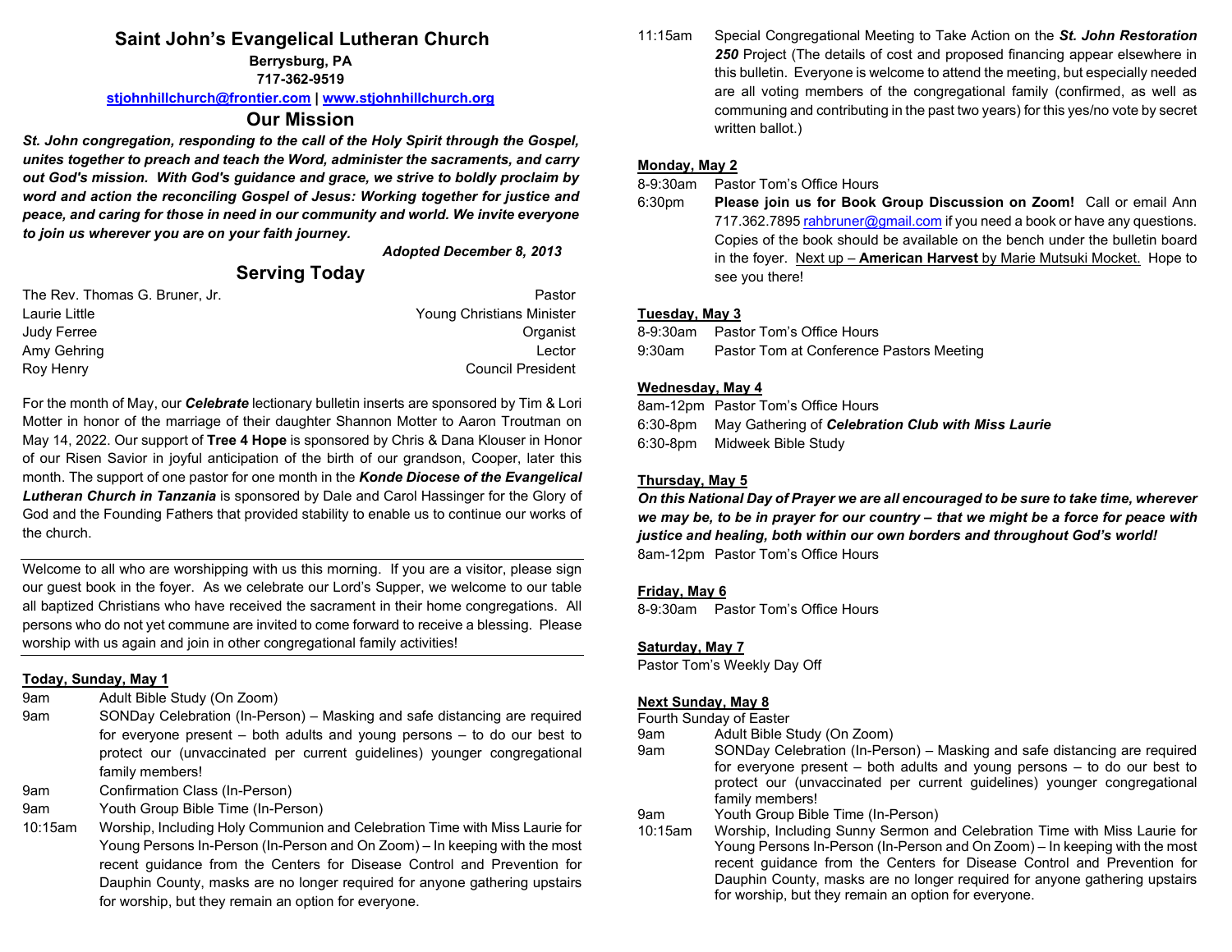# Saint John's Evangelical Lutheran Church

**Berrysburg, PA**
**717-362-9519**
**stjohnhillchurch@frontier.com | www.stjohnhillchurch.org**

## Our Mission

***St. John congregation, responding to the call of the Holy Spirit through the Gospel, unites together to preach and teach the Word, administer the sacraments, and carry out God's mission. With God's guidance and grace, we strive to boldly proclaim by word and action the reconciling Gospel of Jesus: Working together for justice and peace, and caring for those in need in our community and world. We invite everyone to join us wherever you are on your faith journey.***

***Adopted December 8, 2013***

## Serving Today

| | |
|---|---|
| The Rev. Thomas G. Bruner, Jr. | Pastor |
| Laurie Little | Young Christians Minister |
| Judy Ferree | Organist |
| Amy Gehring | Lector |
| Roy Henry | Council President |

For the month of May, our ***Celebrate*** lectionary bulletin inserts are sponsored by Tim & Lori Motter in honor of the marriage of their daughter Shannon Motter to Aaron Troutman on May 14, 2022. Our support of **Tree 4 Hope** is sponsored by Chris & Dana Klouser in Honor of our Risen Savior in joyful anticipation of the birth of our grandson, Cooper, later this month. The support of one pastor for one month in the ***Konde Diocese of the Evangelical Lutheran Church in Tanzania*** is sponsored by Dale and Carol Hassinger for the Glory of God and the Founding Fathers that provided stability to enable us to continue our works of the church.

---

Welcome to all who are worshipping with us this morning. If you are a visitor, please sign our guest book in the foyer. As we celebrate our Lord's Supper, we welcome to our table all baptized Christians who have received the sacrament in their home congregations. All persons who do not yet commune are invited to come forward to receive a blessing. Please worship with us again and join in other congregational family activities!

---

**Today, Sunday, May 1**

9am Adult Bible Study (On Zoom)
9am SONDay Celebration (In-Person) – Masking and safe distancing are required for everyone present – both adults and young persons – to do our best to protect our (unvaccinated per current guidelines) younger congregational family members!
9am Confirmation Class (In-Person)
9am Youth Group Bible Time (In-Person)
10:15am Worship, Including Holy Communion and Celebration Time with Miss Laurie for Young Persons In-Person (In-Person and On Zoom) – In keeping with the most recent guidance from the Centers for Disease Control and Prevention for Dauphin County, masks are no longer required for anyone gathering upstairs for worship, but they remain an option for everyone.
11:15am Special Congregational Meeting to Take Action on the ***St. John Restoration 250*** Project (The details of cost and proposed financing appear elsewhere in this bulletin. Everyone is welcome to attend the meeting, but especially needed are all voting members of the congregational family (confirmed, as well as communing and contributing in the past two years) for this yes/no vote by secret written ballot.)

**Monday, May 2**

8-9:30am Pastor Tom's Office Hours
6:30pm **Please join us for Book Group Discussion on Zoom!** Call or email Ann 717.362.7895 rahbruner@gmail.com if you need a book or have any questions. Copies of the book should be available on the bench under the bulletin board in the foyer. Next up – **American Harvest** by Marie Mutsuki Mocket. Hope to see you there!

**Tuesday, May 3**

8-9:30am Pastor Tom's Office Hours
9:30am Pastor Tom at Conference Pastors Meeting

**Wednesday, May 4**

8am-12pm Pastor Tom's Office Hours
6:30-8pm May Gathering of ***Celebration Club with Miss Laurie***
6:30-8pm Midweek Bible Study

**Thursday, May 5**

***On this National Day of Prayer we are all encouraged to be sure to take time, wherever we may be, to be in prayer for our country – that we might be a force for peace with justice and healing, both within our own borders and throughout God's world!***

8am-12pm Pastor Tom's Office Hours

**Friday, May 6**

8-9:30am Pastor Tom's Office Hours

**Saturday, May 7**

Pastor Tom's Weekly Day Off

**Next Sunday, May 8**

Fourth Sunday of Easter

9am Adult Bible Study (On Zoom)
9am SONDay Celebration (In-Person) – Masking and safe distancing are required for everyone present – both adults and young persons – to do our best to protect our (unvaccinated per current guidelines) younger congregational family members!
9am Youth Group Bible Time (In-Person)
10:15am Worship, Including Sunny Sermon and Celebration Time with Miss Laurie for Young Persons In-Person (In-Person and On Zoom) – In keeping with the most recent guidance from the Centers for Disease Control and Prevention for Dauphin County, masks are no longer required for anyone gathering upstairs for worship, but they remain an option for everyone.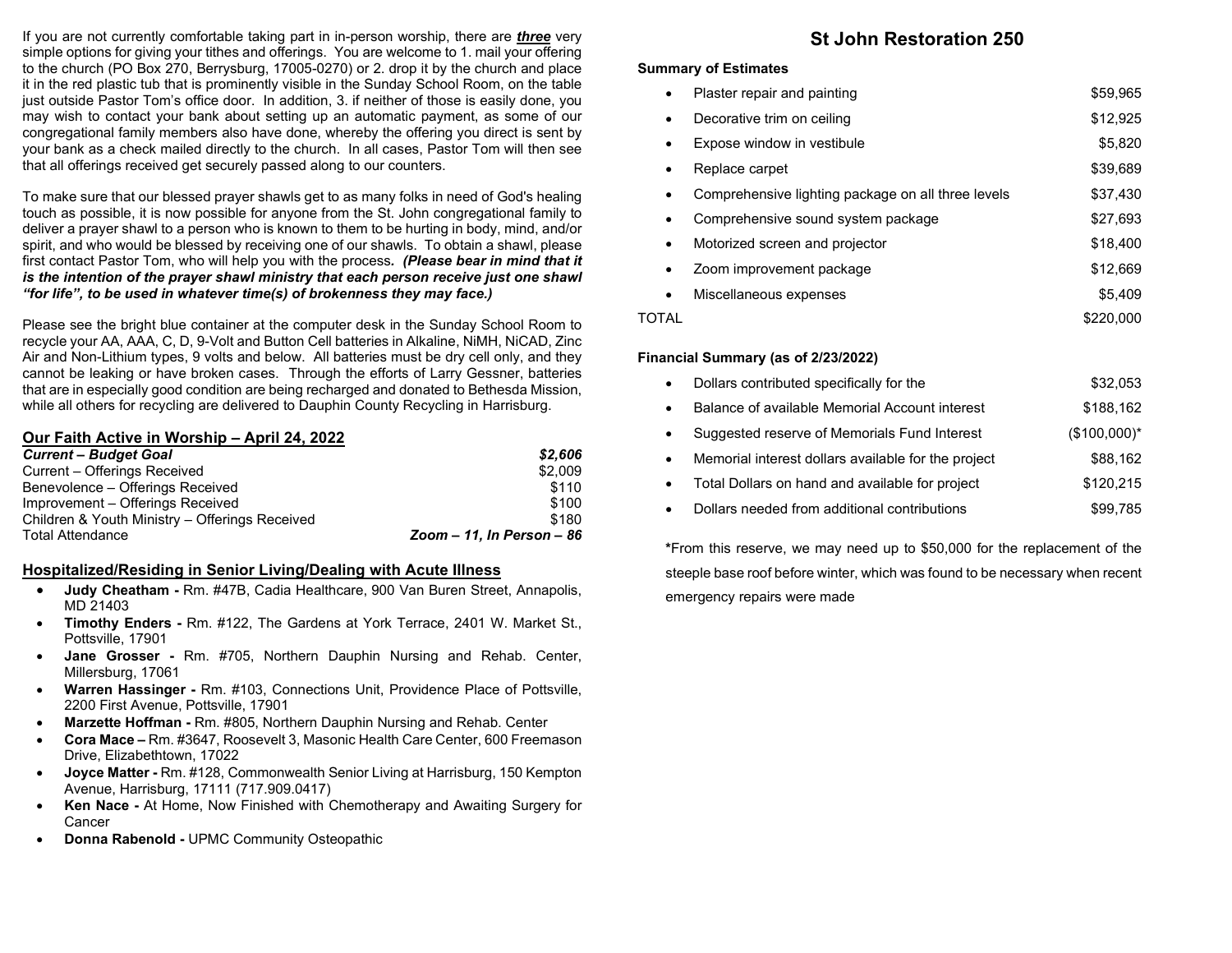If you are not currently comfortable taking part in in-person worship, there are ***three*** very simple options for giving your tithes and offerings. You are welcome to 1. mail your offering to the church (PO Box 270, Berrysburg, 17005-0270) or 2. drop it by the church and place it in the red plastic tub that is prominently visible in the Sunday School Room, on the table just outside Pastor Tom's office door. In addition, 3. if neither of those is easily done, you may wish to contact your bank about setting up an automatic payment, as some of our congregational family members also have done, whereby the offering you direct is sent by your bank as a check mailed directly to the church. In all cases, Pastor Tom will then see that all offerings received get securely passed along to our counters.

To make sure that our blessed prayer shawls get to as many folks in need of God's healing touch as possible, it is now possible for anyone from the St. John congregational family to deliver a prayer shawl to a person who is known to them to be hurting in body, mind, and/or spirit, and who would be blessed by receiving one of our shawls. To obtain a shawl, please first contact Pastor Tom, who will help you with the process. ***(Please bear in mind that it is the intention of the prayer shawl ministry that each person receive just one shawl "for life", to be used in whatever time(s) of brokenness they may face.)***

Please see the bright blue container at the computer desk in the Sunday School Room to recycle your AA, AAA, C, D, 9-Volt and Button Cell batteries in Alkaline, NiMH, NiCAD, Zinc Air and Non-Lithium types, 9 volts and below. All batteries must be dry cell only, and they cannot be leaking or have broken cases. Through the efforts of Larry Gessner, batteries that are in especially good condition are being recharged and donated to Bethesda Mission, while all others for recycling are delivered to Dauphin County Recycling in Harrisburg.

## Our Faith Active in Worship – April 24, 2022

| | |
|---|---|
| ***Current – Budget Goal*** | ***$2,606*** |
| Current – Offerings Received | $2,009 |
| Benevolence – Offerings Received | $110 |
| Improvement – Offerings Received | $100 |
| Children & Youth Ministry – Offerings Received | $180 |
| Total Attendance | ***Zoom – 11, In Person – 86*** |

## Hospitalized/Residing in Senior Living/Dealing with Acute Illness

- **Judy Cheatham -** Rm. #47B, Cadia Healthcare, 900 Van Buren Street, Annapolis, MD 21403
- **Timothy Enders -** Rm. #122, The Gardens at York Terrace, 2401 W. Market St., Pottsville, 17901
- **Jane Grosser -** Rm. #705, Northern Dauphin Nursing and Rehab. Center, Millersburg, 17061
- **Warren Hassinger -** Rm. #103, Connections Unit, Providence Place of Pottsville, 2200 First Avenue, Pottsville, 17901
- **Marzette Hoffman -** Rm. #805, Northern Dauphin Nursing and Rehab. Center
- **Cora Mace –** Rm. #3647, Roosevelt 3, Masonic Health Care Center, 600 Freemason Drive, Elizabethtown, 17022
- **Joyce Matter -** Rm. #128, Commonwealth Senior Living at Harrisburg, 150 Kempton Avenue, Harrisburg, 17111 (717.909.0417)
- **Ken Nace -** At Home, Now Finished with Chemotherapy and Awaiting Surgery for Cancer
- **Donna Rabenold -** UPMC Community Osteopathic

# St John Restoration 250

**Summary of Estimates**

| | |
|---|---|
| • Plaster repair and painting | $59,965 |
| • Decorative trim on ceiling | $12,925 |
| • Expose window in vestibule | $5,820 |
| • Replace carpet | $39,689 |
| • Comprehensive lighting package on all three levels | $37,430 |
| • Comprehensive sound system package | $27,693 |
| • Motorized screen and projector | $18,400 |
| • Zoom improvement package | $12,669 |
| • Miscellaneous expenses | $5,409 |
| TOTAL | $220,000 |

**Financial Summary (as of 2/23/2022)**

| | |
|---|---|
| • Dollars contributed specifically for the | $32,053 |
| • Balance of available Memorial Account interest | $188,162 |
| • Suggested reserve of Memorials Fund Interest | ($100,000)* |
| • Memorial interest dollars available for the project | $88,162 |
| • Total Dollars on hand and available for project | $120,215 |
| • Dollars needed from additional contributions | $99,785 |

*From this reserve, we may need up to $50,000 for the replacement of the steeple base roof before winter, which was found to be necessary when recent emergency repairs were made